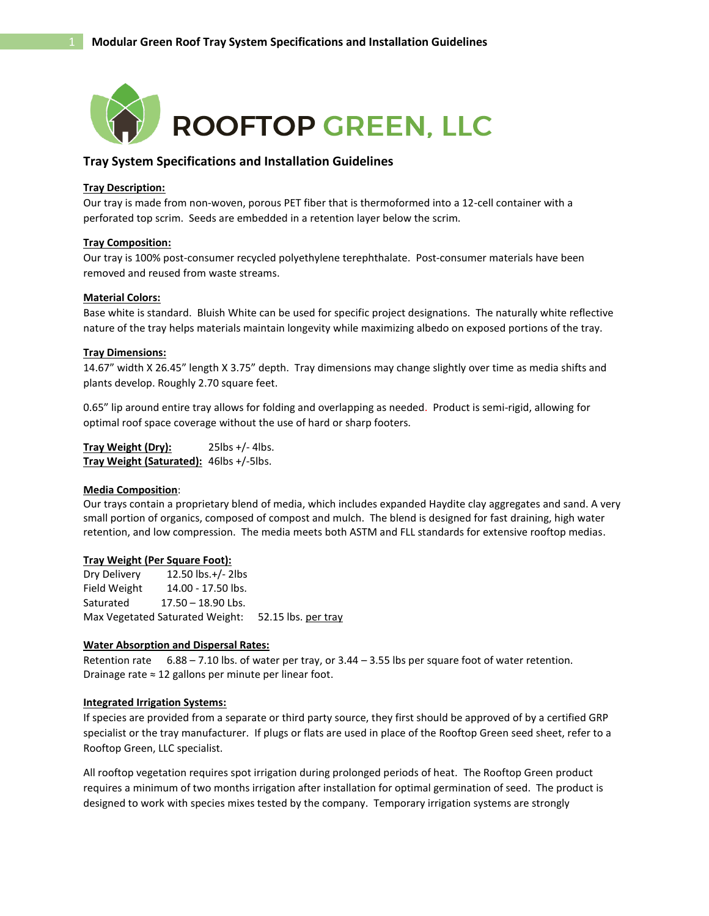# ROOFTOP GREEN, LLC

## Tray System Specifications and Installation Guidelines

**Tray Description:**

Our tray is made from non-woven, porous PET fiber that is thermoformed into a 12-cell container with a perforated top scrim. Seeds are embedded in a retention layer below the scrim.

**Tray Composition:**

Our tray is 100% post-consumer recycled polyethylene terephthalate. Post-consumer materials have been removed and reused from waste streams.

**Material Colors:**

Base white is standard. Bluish White can be used for specific project designations. The naturally white reflective nature of the tray helps materials maintain longevity while maximizing albedo on exposed portions of the tray.

**Tray Dimensions:**

14.67" width X 26.45" length X 3.75" depth. Tray dimensions may change slightly over time as media shifts and plants develop. Roughly 2.70 square feet.

0.65" lip around entire tray allows for folding and overlapping as needed. Product is semi-rigid, allowing for optimal roof space coverage without the use of hard or sharp footers.

**Tray Weight (Dry):** 25lbs +/- 4lbs.
**Tray Weight (Saturated):** 46lbs +/-5lbs.

**Media Composition**:

Our trays contain a proprietary blend of media, which includes expanded Haydite clay aggregates and sand. A very small portion of organics, composed of compost and mulch. The blend is designed for fast draining, high water retention, and low compression. The media meets both ASTM and FLL standards for extensive rooftop medias.

**Tray Weight (Per Square Foot):**

Dry Delivery 12.50 lbs.+/- 2lbs
Field Weight 14.00 - 17.50 lbs.
Saturated 17.50 – 18.90 Lbs.
Max Vegetated Saturated Weight: 52.15 lbs. per tray

**Water Absorption and Dispersal Rates:**

Retention rate 6.88 – 7.10 lbs. of water per tray, or 3.44 – 3.55 lbs per square foot of water retention.
Drainage rate ≈ 12 gallons per minute per linear foot.

**Integrated Irrigation Systems:**

If species are provided from a separate or third party source, they first should be approved of by a certified GRP specialist or the tray manufacturer. If plugs or flats are used in place of the Rooftop Green seed sheet, refer to a Rooftop Green, LLC specialist.

All rooftop vegetation requires spot irrigation during prolonged periods of heat. The Rooftop Green product requires a minimum of two months irrigation after installation for optimal germination of seed. The product is designed to work with species mixes tested by the company. Temporary irrigation systems are strongly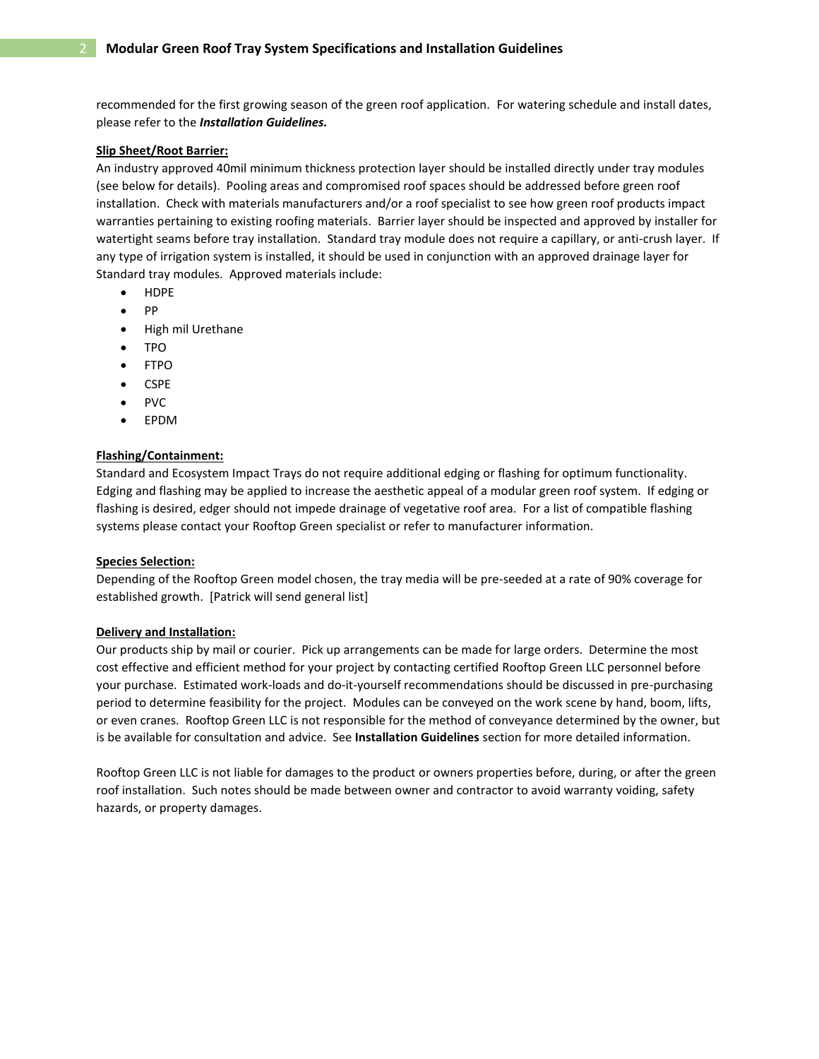recommended for the first growing season of the green roof application. For watering schedule and install dates, please refer to the ***Installation Guidelines.***

**Slip Sheet/Root Barrier:**

An industry approved 40mil minimum thickness protection layer should be installed directly under tray modules (see below for details). Pooling areas and compromised roof spaces should be addressed before green roof installation. Check with materials manufacturers and/or a roof specialist to see how green roof products impact warranties pertaining to existing roofing materials. Barrier layer should be inspected and approved by installer for watertight seams before tray installation. Standard tray module does not require a capillary, or anti-crush layer. If any type of irrigation system is installed, it should be used in conjunction with an approved drainage layer for Standard tray modules. Approved materials include:

- HDPE
- PP
- High mil Urethane
- TPO
- FTPO
- CSPE
- PVC
- EPDM

**Flashing/Containment:**

Standard and Ecosystem Impact Trays do not require additional edging or flashing for optimum functionality. Edging and flashing may be applied to increase the aesthetic appeal of a modular green roof system. If edging or flashing is desired, edger should not impede drainage of vegetative roof area. For a list of compatible flashing systems please contact your Rooftop Green specialist or refer to manufacturer information.

**Species Selection:**

Depending of the Rooftop Green model chosen, the tray media will be pre-seeded at a rate of 90% coverage for established growth. [Patrick will send general list]

**Delivery and Installation:**

Our products ship by mail or courier. Pick up arrangements can be made for large orders. Determine the most cost effective and efficient method for your project by contacting certified Rooftop Green LLC personnel before your purchase. Estimated work-loads and do-it-yourself recommendations should be discussed in pre-purchasing period to determine feasibility for the project. Modules can be conveyed on the work scene by hand, boom, lifts, or even cranes. Rooftop Green LLC is not responsible for the method of conveyance determined by the owner, but is be available for consultation and advice. See **Installation Guidelines** section for more detailed information.

Rooftop Green LLC is not liable for damages to the product or owners properties before, during, or after the green roof installation. Such notes should be made between owner and contractor to avoid warranty voiding, safety hazards, or property damages.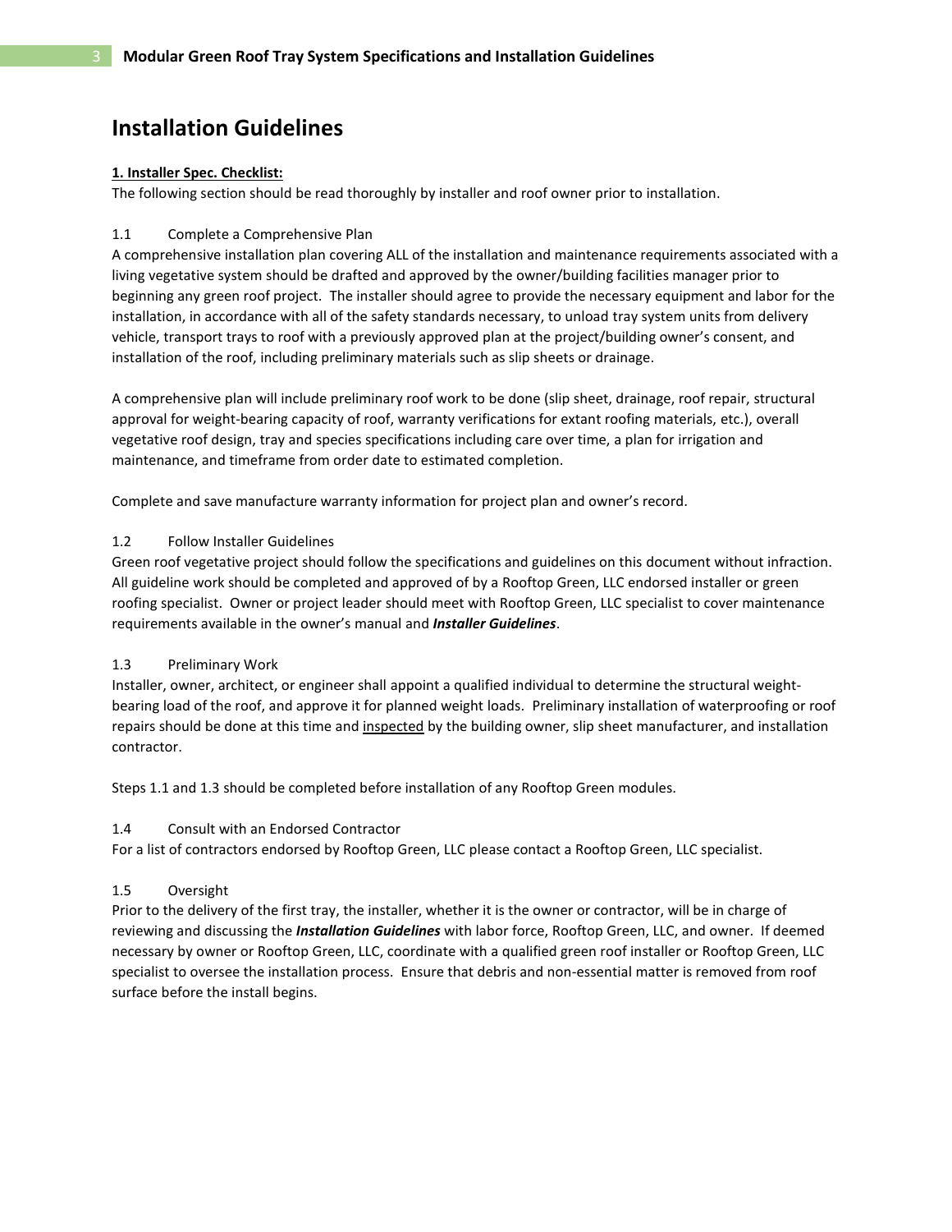# Installation Guidelines

**1. Installer Spec. Checklist:**

The following section should be read thoroughly by installer and roof owner prior to installation.

1.1 Complete a Comprehensive Plan

A comprehensive installation plan covering ALL of the installation and maintenance requirements associated with a living vegetative system should be drafted and approved by the owner/building facilities manager prior to beginning any green roof project. The installer should agree to provide the necessary equipment and labor for the installation, in accordance with all of the safety standards necessary, to unload tray system units from delivery vehicle, transport trays to roof with a previously approved plan at the project/building owner's consent, and installation of the roof, including preliminary materials such as slip sheets or drainage.

A comprehensive plan will include preliminary roof work to be done (slip sheet, drainage, roof repair, structural approval for weight-bearing capacity of roof, warranty verifications for extant roofing materials, etc.), overall vegetative roof design, tray and species specifications including care over time, a plan for irrigation and maintenance, and timeframe from order date to estimated completion.

Complete and save manufacture warranty information for project plan and owner's record.

1.2 Follow Installer Guidelines

Green roof vegetative project should follow the specifications and guidelines on this document without infraction. All guideline work should be completed and approved of by a Rooftop Green, LLC endorsed installer or green roofing specialist. Owner or project leader should meet with Rooftop Green, LLC specialist to cover maintenance requirements available in the owner's manual and ***Installer Guidelines***.

1.3 Preliminary Work

Installer, owner, architect, or engineer shall appoint a qualified individual to determine the structural weight-bearing load of the roof, and approve it for planned weight loads. Preliminary installation of waterproofing or roof repairs should be done at this time and inspected by the building owner, slip sheet manufacturer, and installation contractor.

Steps 1.1 and 1.3 should be completed before installation of any Rooftop Green modules.

1.4 Consult with an Endorsed Contractor

For a list of contractors endorsed by Rooftop Green, LLC please contact a Rooftop Green, LLC specialist.

1.5 Oversight

Prior to the delivery of the first tray, the installer, whether it is the owner or contractor, will be in charge of reviewing and discussing the ***Installation Guidelines*** with labor force, Rooftop Green, LLC, and owner. If deemed necessary by owner or Rooftop Green, LLC, coordinate with a qualified green roof installer or Rooftop Green, LLC specialist to oversee the installation process. Ensure that debris and non-essential matter is removed from roof surface before the install begins.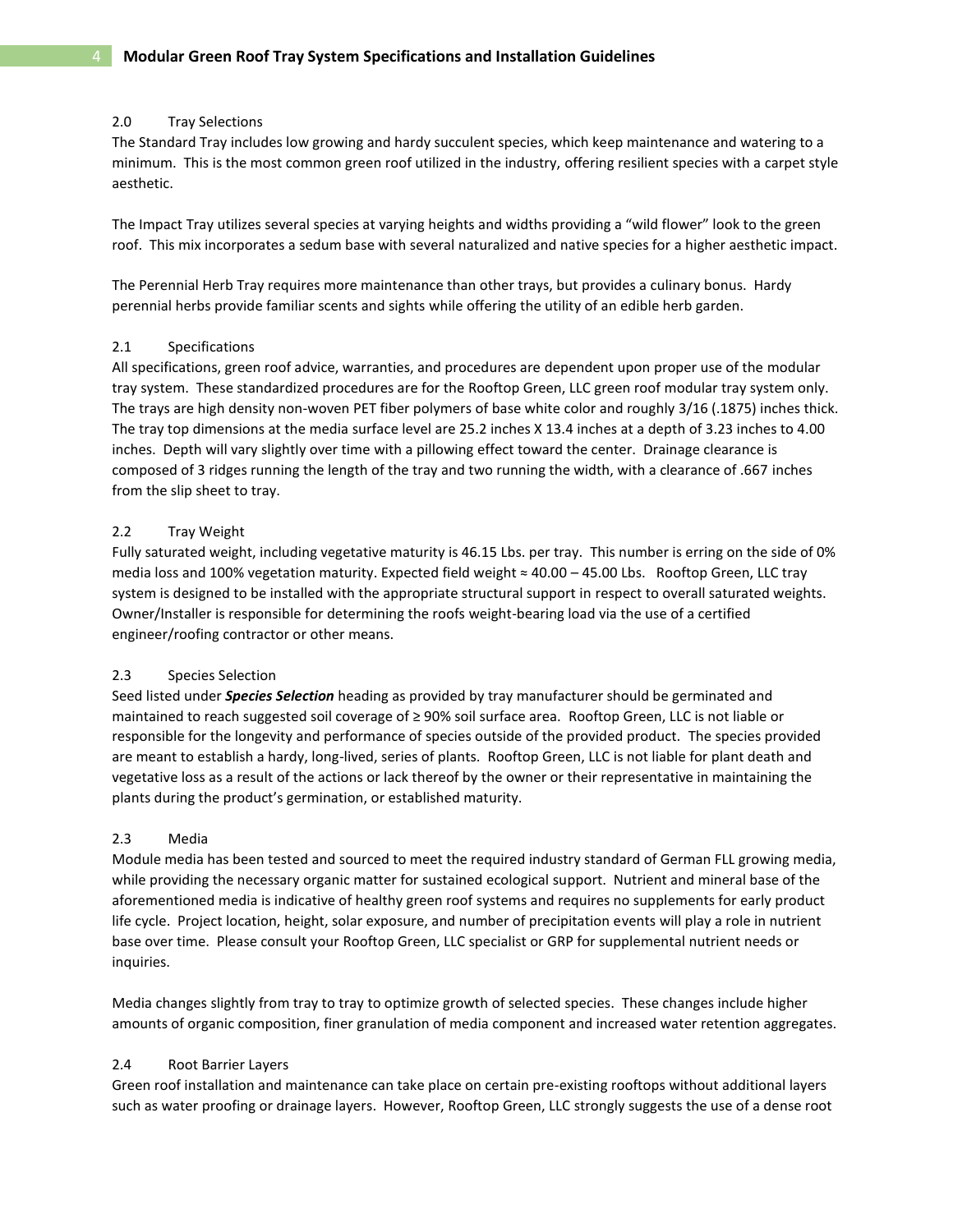## 2.0 Tray Selections

The Standard Tray includes low growing and hardy succulent species, which keep maintenance and watering to a minimum. This is the most common green roof utilized in the industry, offering resilient species with a carpet style aesthetic.

The Impact Tray utilizes several species at varying heights and widths providing a "wild flower" look to the green roof. This mix incorporates a sedum base with several naturalized and native species for a higher aesthetic impact.

The Perennial Herb Tray requires more maintenance than other trays, but provides a culinary bonus. Hardy perennial herbs provide familiar scents and sights while offering the utility of an edible herb garden.

## 2.1 Specifications

All specifications, green roof advice, warranties, and procedures are dependent upon proper use of the modular tray system. These standardized procedures are for the Rooftop Green, LLC green roof modular tray system only. The trays are high density non-woven PET fiber polymers of base white color and roughly 3/16 (.1875) inches thick. The tray top dimensions at the media surface level are 25.2 inches X 13.4 inches at a depth of 3.23 inches to 4.00 inches. Depth will vary slightly over time with a pillowing effect toward the center. Drainage clearance is composed of 3 ridges running the length of the tray and two running the width, with a clearance of .667 inches from the slip sheet to tray.

## 2.2 Tray Weight

Fully saturated weight, including vegetative maturity is 46.15 Lbs. per tray. This number is erring on the side of 0% media loss and 100% vegetation maturity. Expected field weight ≈ 40.00 – 45.00 Lbs. Rooftop Green, LLC tray system is designed to be installed with the appropriate structural support in respect to overall saturated weights. Owner/Installer is responsible for determining the roofs weight-bearing load via the use of a certified engineer/roofing contractor or other means.

## 2.3 Species Selection

Seed listed under ***Species Selection*** heading as provided by tray manufacturer should be germinated and maintained to reach suggested soil coverage of ≥ 90% soil surface area. Rooftop Green, LLC is not liable or responsible for the longevity and performance of species outside of the provided product. The species provided are meant to establish a hardy, long-lived, series of plants. Rooftop Green, LLC is not liable for plant death and vegetative loss as a result of the actions or lack thereof by the owner or their representative in maintaining the plants during the product's germination, or established maturity.

## 2.3 Media

Module media has been tested and sourced to meet the required industry standard of German FLL growing media, while providing the necessary organic matter for sustained ecological support. Nutrient and mineral base of the aforementioned media is indicative of healthy green roof systems and requires no supplements for early product life cycle. Project location, height, solar exposure, and number of precipitation events will play a role in nutrient base over time. Please consult your Rooftop Green, LLC specialist or GRP for supplemental nutrient needs or inquiries.

Media changes slightly from tray to tray to optimize growth of selected species. These changes include higher amounts of organic composition, finer granulation of media component and increased water retention aggregates.

## 2.4 Root Barrier Layers

Green roof installation and maintenance can take place on certain pre-existing rooftops without additional layers such as water proofing or drainage layers. However, Rooftop Green, LLC strongly suggests the use of a dense root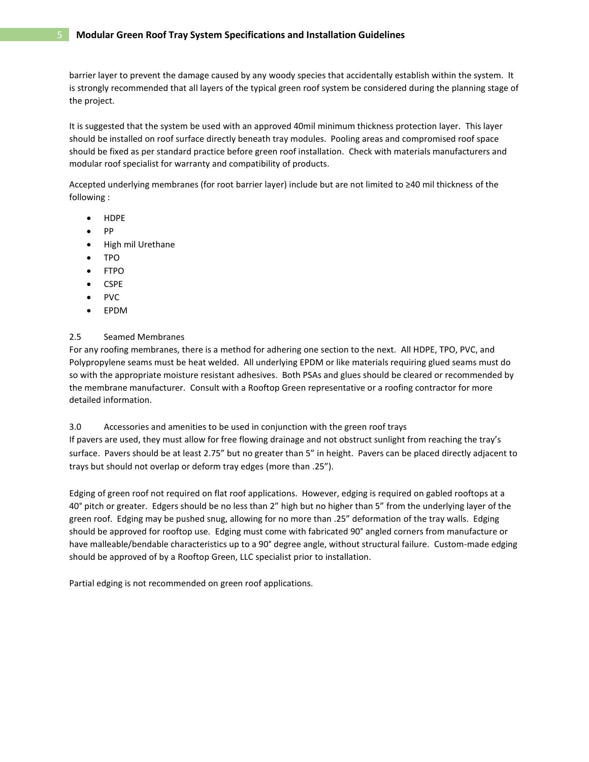barrier layer to prevent the damage caused by any woody species that accidentally establish within the system. It is strongly recommended that all layers of the typical green roof system be considered during the planning stage of the project.

It is suggested that the system be used with an approved 40mil minimum thickness protection layer. This layer should be installed on roof surface directly beneath tray modules. Pooling areas and compromised roof space should be fixed as per standard practice before green roof installation. Check with materials manufacturers and modular roof specialist for warranty and compatibility of products.

Accepted underlying membranes (for root barrier layer) include but are not limited to ≥40 mil thickness of the following :

- HDPE
- PP
- High mil Urethane
- TPO
- FTPO
- CSPE
- PVC
- EPDM

## 2.5 Seamed Membranes

For any roofing membranes, there is a method for adhering one section to the next. All HDPE, TPO, PVC, and Polypropylene seams must be heat welded. All underlying EPDM or like materials requiring glued seams must do so with the appropriate moisture resistant adhesives. Both PSAs and glues should be cleared or recommended by the membrane manufacturer. Consult with a Rooftop Green representative or a roofing contractor for more detailed information.

## 3.0 Accessories and amenities to be used in conjunction with the green roof trays

If pavers are used, they must allow for free flowing drainage and not obstruct sunlight from reaching the tray's surface. Pavers should be at least 2.75" but no greater than 5" in height. Pavers can be placed directly adjacent to trays but should not overlap or deform tray edges (more than .25").

Edging of green roof not required on flat roof applications. However, edging is required on gabled rooftops at a 40° pitch or greater. Edgers should be no less than 2" high but no higher than 5" from the underlying layer of the green roof. Edging may be pushed snug, allowing for no more than .25" deformation of the tray walls. Edging should be approved for rooftop use. Edging must come with fabricated 90° angled corners from manufacture or have malleable/bendable characteristics up to a 90° degree angle, without structural failure. Custom-made edging should be approved of by a Rooftop Green, LLC specialist prior to installation.

Partial edging is not recommended on green roof applications.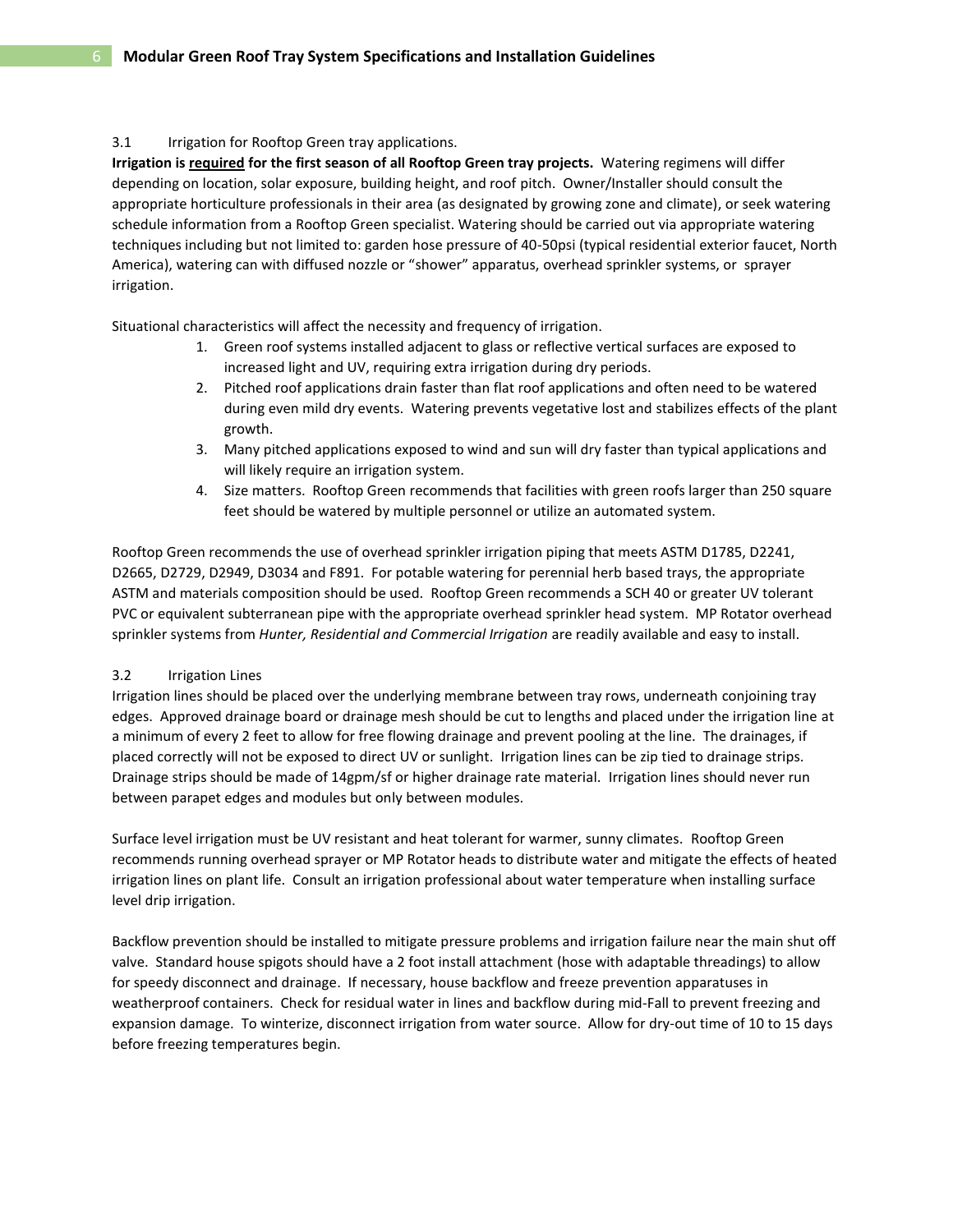### 3.1 Irrigation for Rooftop Green tray applications.

**Irrigation is <u>required</u> for the first season of all Rooftop Green tray projects.** Watering regimens will differ depending on location, solar exposure, building height, and roof pitch. Owner/Installer should consult the appropriate horticulture professionals in their area (as designated by growing zone and climate), or seek watering schedule information from a Rooftop Green specialist. Watering should be carried out via appropriate watering techniques including but not limited to: garden hose pressure of 40-50psi (typical residential exterior faucet, North America), watering can with diffused nozzle or "shower" apparatus, overhead sprinkler systems, or sprayer irrigation.

Situational characteristics will affect the necessity and frequency of irrigation.

1. Green roof systems installed adjacent to glass or reflective vertical surfaces are exposed to increased light and UV, requiring extra irrigation during dry periods.
2. Pitched roof applications drain faster than flat roof applications and often need to be watered during even mild dry events. Watering prevents vegetative lost and stabilizes effects of the plant growth.
3. Many pitched applications exposed to wind and sun will dry faster than typical applications and will likely require an irrigation system.
4. Size matters. Rooftop Green recommends that facilities with green roofs larger than 250 square feet should be watered by multiple personnel or utilize an automated system.

Rooftop Green recommends the use of overhead sprinkler irrigation piping that meets ASTM D1785, D2241, D2665, D2729, D2949, D3034 and F891. For potable watering for perennial herb based trays, the appropriate ASTM and materials composition should be used. Rooftop Green recommends a SCH 40 or greater UV tolerant PVC or equivalent subterranean pipe with the appropriate overhead sprinkler head system. MP Rotator overhead sprinkler systems from *Hunter, Residential and Commercial Irrigation* are readily available and easy to install.

### 3.2 Irrigation Lines

Irrigation lines should be placed over the underlying membrane between tray rows, underneath conjoining tray edges. Approved drainage board or drainage mesh should be cut to lengths and placed under the irrigation line at a minimum of every 2 feet to allow for free flowing drainage and prevent pooling at the line. The drainages, if placed correctly will not be exposed to direct UV or sunlight. Irrigation lines can be zip tied to drainage strips. Drainage strips should be made of 14gpm/sf or higher drainage rate material. Irrigation lines should never run between parapet edges and modules but only between modules.

Surface level irrigation must be UV resistant and heat tolerant for warmer, sunny climates. Rooftop Green recommends running overhead sprayer or MP Rotator heads to distribute water and mitigate the effects of heated irrigation lines on plant life. Consult an irrigation professional about water temperature when installing surface level drip irrigation.

Backflow prevention should be installed to mitigate pressure problems and irrigation failure near the main shut off valve. Standard house spigots should have a 2 foot install attachment (hose with adaptable threadings) to allow for speedy disconnect and drainage. If necessary, house backflow and freeze prevention apparatuses in weatherproof containers. Check for residual water in lines and backflow during mid-Fall to prevent freezing and expansion damage. To winterize, disconnect irrigation from water source. Allow for dry-out time of 10 to 15 days before freezing temperatures begin.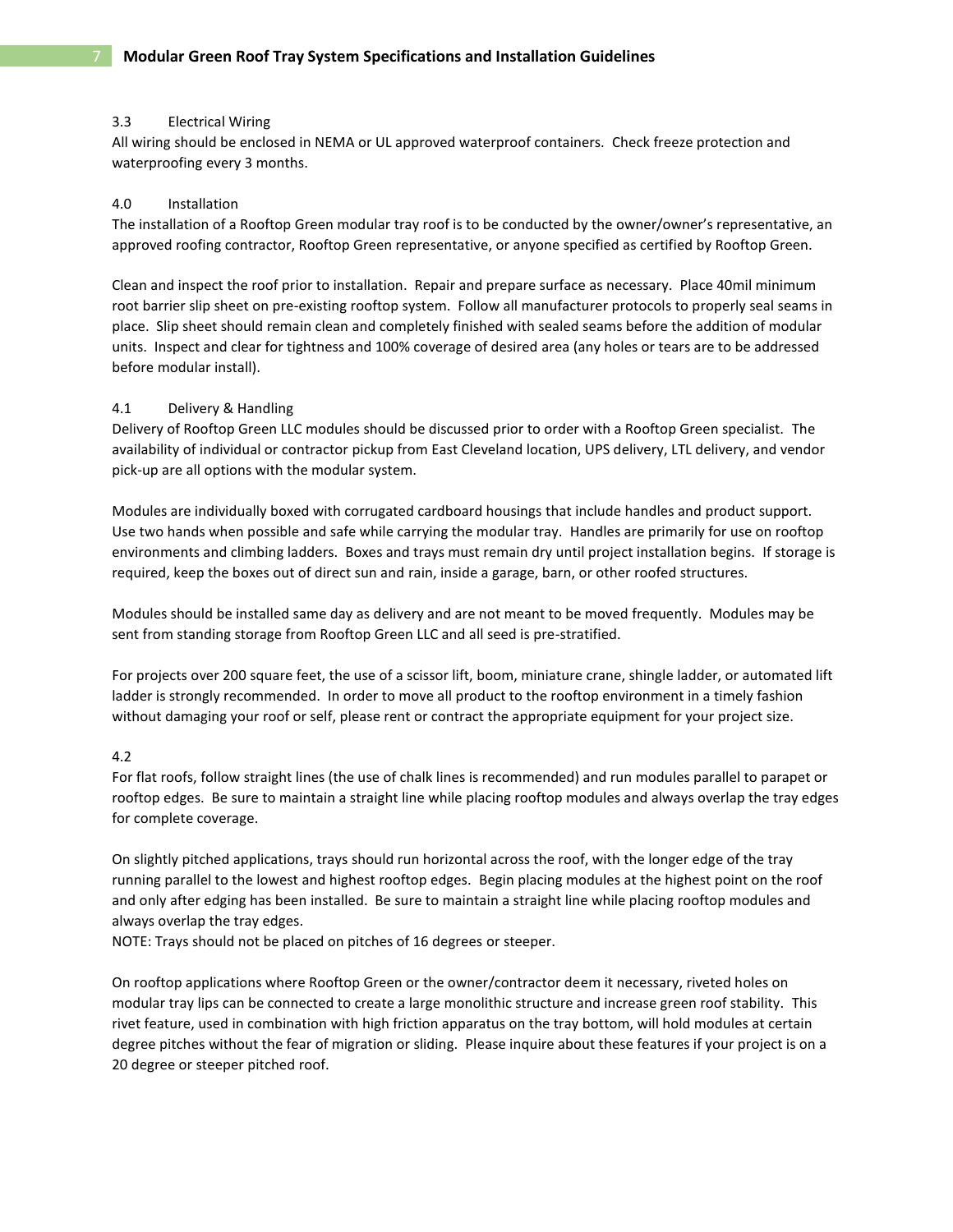### 3.3 Electrical Wiring

All wiring should be enclosed in NEMA or UL approved waterproof containers. Check freeze protection and waterproofing every 3 months.

## 4.0 Installation

The installation of a Rooftop Green modular tray roof is to be conducted by the owner/owner's representative, an approved roofing contractor, Rooftop Green representative, or anyone specified as certified by Rooftop Green.

Clean and inspect the roof prior to installation. Repair and prepare surface as necessary. Place 40mil minimum root barrier slip sheet on pre-existing rooftop system. Follow all manufacturer protocols to properly seal seams in place. Slip sheet should remain clean and completely finished with sealed seams before the addition of modular units. Inspect and clear for tightness and 100% coverage of desired area (any holes or tears are to be addressed before modular install).

### 4.1 Delivery & Handling

Delivery of Rooftop Green LLC modules should be discussed prior to order with a Rooftop Green specialist. The availability of individual or contractor pickup from East Cleveland location, UPS delivery, LTL delivery, and vendor pick-up are all options with the modular system.

Modules are individually boxed with corrugated cardboard housings that include handles and product support. Use two hands when possible and safe while carrying the modular tray. Handles are primarily for use on rooftop environments and climbing ladders. Boxes and trays must remain dry until project installation begins. If storage is required, keep the boxes out of direct sun and rain, inside a garage, barn, or other roofed structures.

Modules should be installed same day as delivery and are not meant to be moved frequently. Modules may be sent from standing storage from Rooftop Green LLC and all seed is pre-stratified.

For projects over 200 square feet, the use of a scissor lift, boom, miniature crane, shingle ladder, or automated lift ladder is strongly recommended. In order to move all product to the rooftop environment in a timely fashion without damaging your roof or self, please rent or contract the appropriate equipment for your project size.

### 4.2

For flat roofs, follow straight lines (the use of chalk lines is recommended) and run modules parallel to parapet or rooftop edges. Be sure to maintain a straight line while placing rooftop modules and always overlap the tray edges for complete coverage.

On slightly pitched applications, trays should run horizontal across the roof, with the longer edge of the tray running parallel to the lowest and highest rooftop edges. Begin placing modules at the highest point on the roof and only after edging has been installed. Be sure to maintain a straight line while placing rooftop modules and always overlap the tray edges.
NOTE: Trays should not be placed on pitches of 16 degrees or steeper.

On rooftop applications where Rooftop Green or the owner/contractor deem it necessary, riveted holes on modular tray lips can be connected to create a large monolithic structure and increase green roof stability. This rivet feature, used in combination with high friction apparatus on the tray bottom, will hold modules at certain degree pitches without the fear of migration or sliding. Please inquire about these features if your project is on a 20 degree or steeper pitched roof.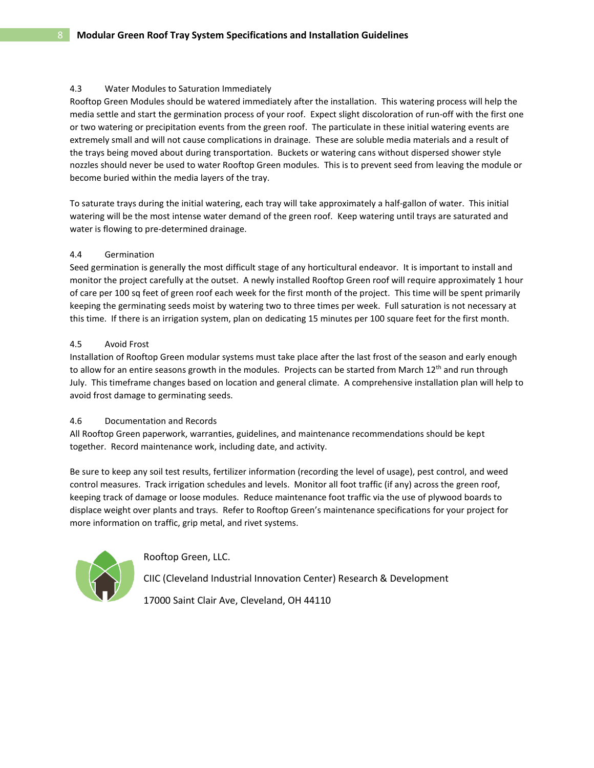### 4.3 Water Modules to Saturation Immediately

Rooftop Green Modules should be watered immediately after the installation. This watering process will help the media settle and start the germination process of your roof. Expect slight discoloration of run-off with the first one or two watering or precipitation events from the green roof. The particulate in these initial watering events are extremely small and will not cause complications in drainage. These are soluble media materials and a result of the trays being moved about during transportation. Buckets or watering cans without dispersed shower style nozzles should never be used to water Rooftop Green modules. This is to prevent seed from leaving the module or become buried within the media layers of the tray.

To saturate trays during the initial watering, each tray will take approximately a half-gallon of water. This initial watering will be the most intense water demand of the green roof. Keep watering until trays are saturated and water is flowing to pre-determined drainage.

### 4.4 Germination

Seed germination is generally the most difficult stage of any horticultural endeavor. It is important to install and monitor the project carefully at the outset. A newly installed Rooftop Green roof will require approximately 1 hour of care per 100 sq feet of green roof each week for the first month of the project. This time will be spent primarily keeping the germinating seeds moist by watering two to three times per week. Full saturation is not necessary at this time. If there is an irrigation system, plan on dedicating 15 minutes per 100 square feet for the first month.

### 4.5 Avoid Frost

Installation of Rooftop Green modular systems must take place after the last frost of the season and early enough to allow for an entire seasons growth in the modules. Projects can be started from March 12th and run through July. This timeframe changes based on location and general climate. A comprehensive installation plan will help to avoid frost damage to germinating seeds.

### 4.6 Documentation and Records

All Rooftop Green paperwork, warranties, guidelines, and maintenance recommendations should be kept together. Record maintenance work, including date, and activity.

Be sure to keep any soil test results, fertilizer information (recording the level of usage), pest control, and weed control measures. Track irrigation schedules and levels. Monitor all foot traffic (if any) across the green roof, keeping track of damage or loose modules. Reduce maintenance foot traffic via the use of plywood boards to displace weight over plants and trays. Refer to Rooftop Green's maintenance specifications for your project for more information on traffic, grip metal, and rivet systems.

Rooftop Green, LLC.

CIIC (Cleveland Industrial Innovation Center) Research & Development

17000 Saint Clair Ave, Cleveland, OH 44110